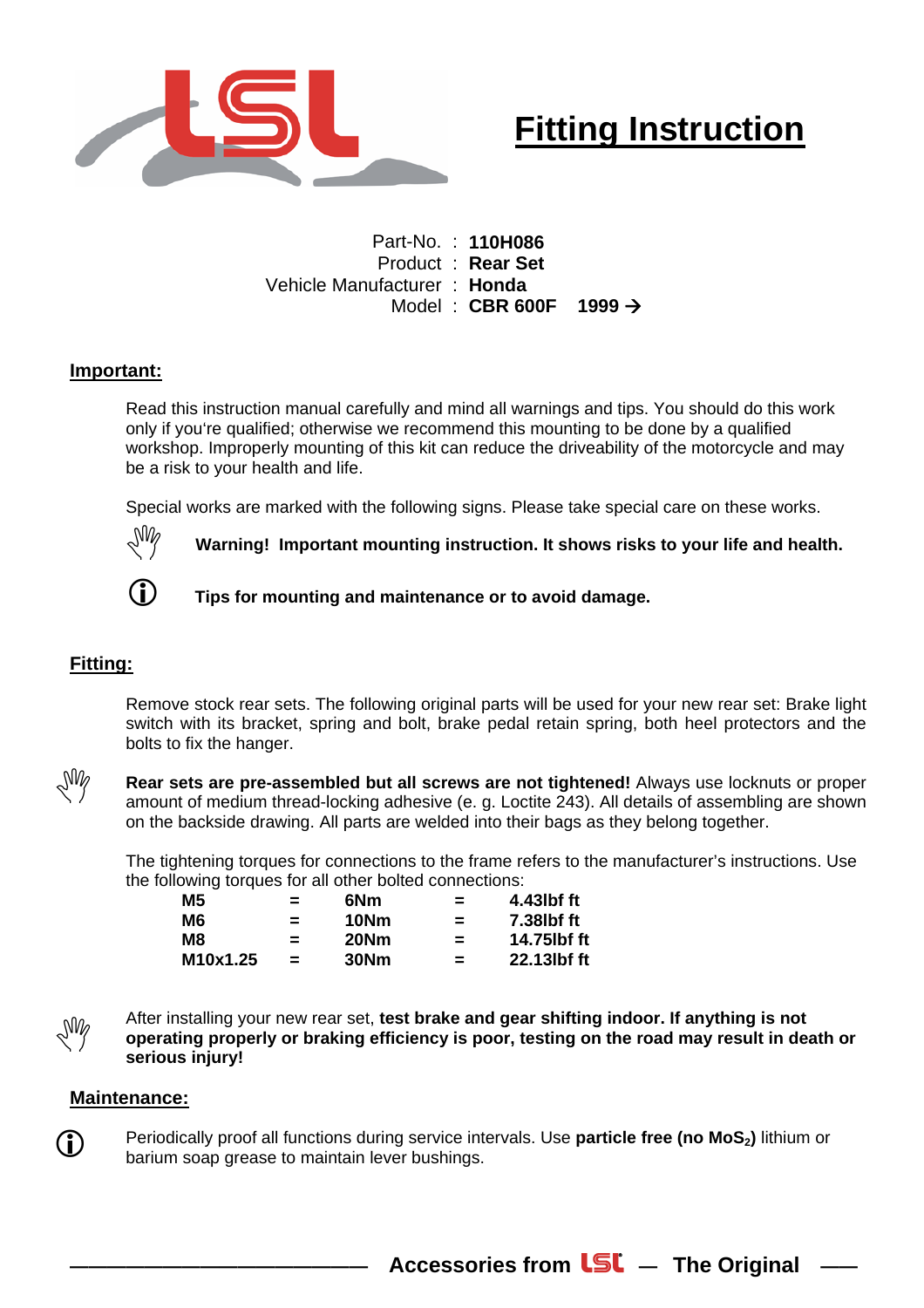# Fitting Instruction

Part-No. : **110H086**
Product : **Rear Set**
Vehicle Manufacturer : **Honda**
Model : **CBR 600F 1999 →**

## Important:

Read this instruction manual carefully and mind all warnings and tips. You should do this work only if you're qualified; otherwise we recommend this mounting to be done by a qualified workshop. Improperly mounting of this kit can reduce the driveability of the motorcycle and may be a risk to your health and life.

Special works are marked with the following signs. Please take special care on these works.

✋ **Warning! Important mounting instruction. It shows risks to your life and health.**

ⓘ **Tips for mounting and maintenance or to avoid damage.**

## Fitting:

Remove stock rear sets. The following original parts will be used for your new rear set: Brake light switch with its bracket, spring and bolt, brake pedal retain spring, both heel protectors and the bolts to fix the hanger.

✋ **Rear sets are pre-assembled but all screws are not tightened!** Always use locknuts or proper amount of medium thread-locking adhesive (e. g. Loctite 243). All details of assembling are shown on the backside drawing. All parts are welded into their bags as they belong together.

The tightening torques for connections to the frame refers to the manufacturer's instructions. Use the following torques for all other bolted connections:

| | | | | |
|---|---|---|---|---|
| **M5** | = | **6Nm** | = | **4.43lbf ft** |
| **M6** | = | **10Nm** | = | **7.38lbf ft** |
| **M8** | = | **20Nm** | = | **14.75lbf ft** |
| **M10x1.25** | = | **30Nm** | = | **22.13lbf ft** |

✋ After installing your new rear set, **test brake and gear shifting indoor. If anything is not operating properly or braking efficiency is poor, testing on the road may result in death or serious injury!**

## Maintenance:

ⓘ Periodically proof all functions during service intervals. Use **particle free (no $MoS_2$)** lithium or barium soap grease to maintain lever bushings.

**Accessories from LSL — The Original**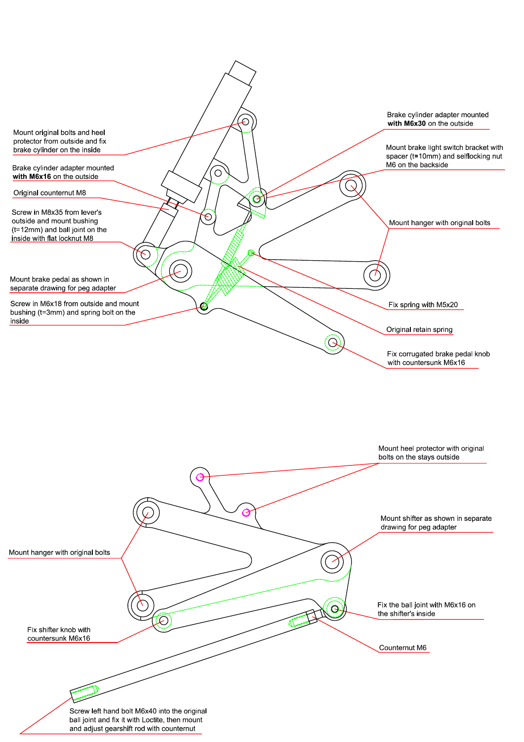Mount original bolts and heel protector from outside and fix brake cylinder on the inside

Brake cylinder adapter mounted **with M6x16** on the outside

Original counternut M8

Screw in M8x35 from lever's outside and mount bushing (t=12mm) and ball joint on the inside with flat locknut M8

Mount brake pedal as shown in separate drawing for peg adapter

Screw in M6x18 from outside and mount bushing (t=3mm) and spring bolt on the inside

Brake cylinder adapter mounted **with M6x30** on the outside

Mount brake light switch bracket with spacer (t=10mm) and selflocking nut M6 on the backside

Mount hanger with original bolts

Fix spring with M5x20

Original retain spring

Fix corrugated brake pedal knob with countersunk M6x16

Mount heel protector with original bolts on the stays outside

Mount shifter as shown in separate drawing for peg adapter

Mount hanger with original bolts

Fix the ball joint with M6x16 on the shifter's inside

Fix shifter knob with countersunk M6x16

Counternut M6

Screw left hand bolt M6x40 into the original ball joint and fix it with Loctite, then mount and adjust gearshift rod with counternut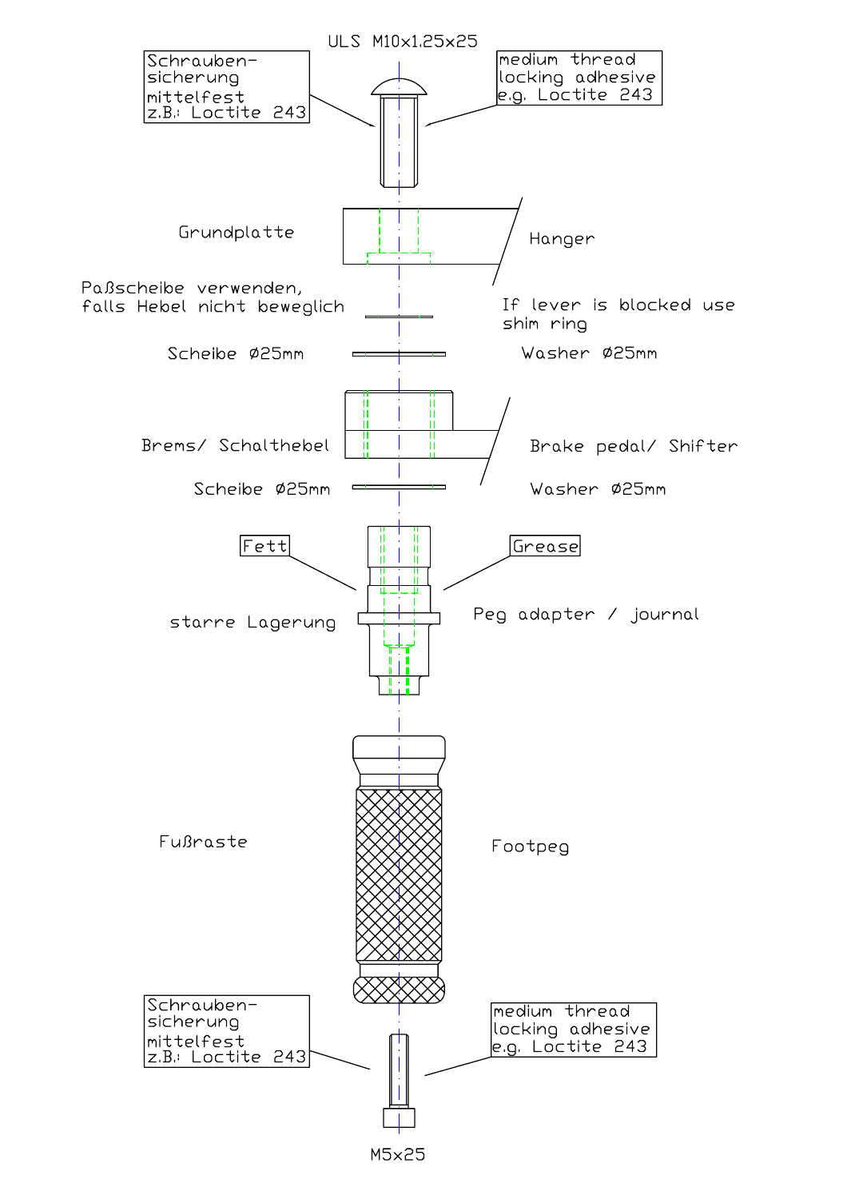ULS M10x1,25x25

Schrauben-
sicherung
mittelfest
z.B.: Loctite 243

medium thread
locking adhesive
e.g. Loctite 243

Grundplatte

Hanger

Paßscheibe verwenden,
falls Hebel nicht beweglich

If lever is blocked use
shim ring

Scheibe Ø25mm

Washer Ø25mm

Brems/ Schalthebel

Brake pedal/ Shifter

Scheibe Ø25mm

Washer Ø25mm

Fett

Grease

starre Lagerung

Peg adapter / journal

Fußraste

Footpeg

Schrauben-
sicherung
mittelfest
z.B.: Loctite 243

medium thread
locking adhesive
e.g. Loctite 243

M5x25